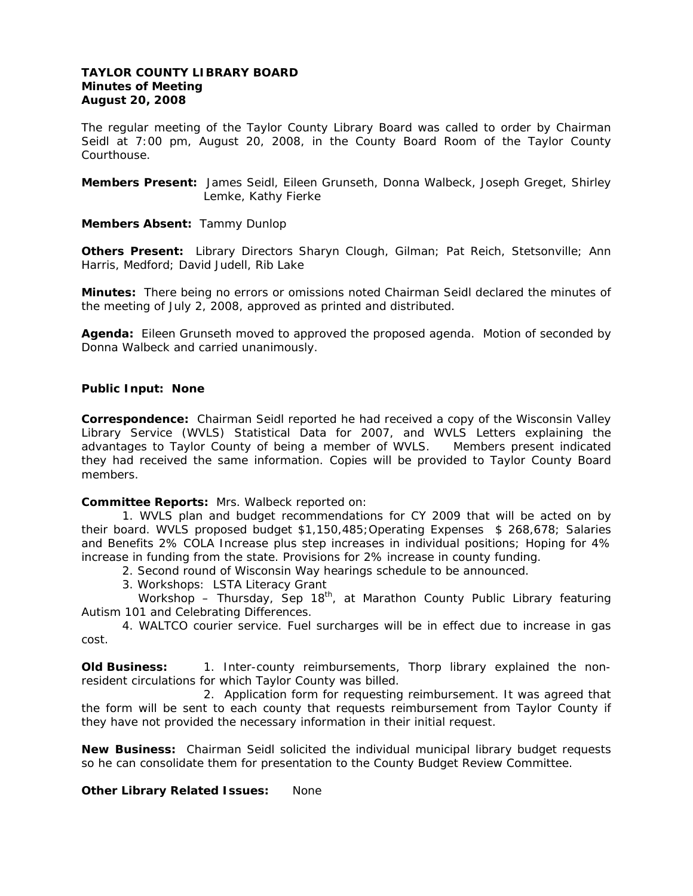**TAYLOR COUNTY LIBRARY BOARD**
**Minutes of Meeting**
**August 20, 2008**

The regular meeting of the Taylor County Library Board was called to order by Chairman Seidl at 7:00 pm, August 20, 2008, in the County Board Room of the Taylor County Courthouse.

**Members Present:** James Seidl, Eileen Grunseth, Donna Walbeck, Joseph Greget, Shirley Lemke, Kathy Fierke

**Members Absent:** Tammy Dunlop

**Others Present:** Library Directors Sharyn Clough, Gilman; Pat Reich, Stetsonville; Ann Harris, Medford; David Judell, Rib Lake

**Minutes:** There being no errors or omissions noted Chairman Seidl declared the minutes of the meeting of July 2, 2008, approved as printed and distributed.

**Agenda:** Eileen Grunseth moved to approved the proposed agenda. Motion of seconded by Donna Walbeck and carried unanimously.

**Public Input: None**

**Correspondence:** Chairman Seidl reported he had received a copy of the Wisconsin Valley Library Service (WVLS) Statistical Data for 2007, and WVLS Letters explaining the advantages to Taylor County of being a member of WVLS. Members present indicated they had received the same information. Copies will be provided to Taylor County Board members.

**Committee Reports:** Mrs. Walbeck reported on:

1. WVLS plan and budget recommendations for CY 2009 that will be acted on by their board. WVLS proposed budget $1,150,485;Operating Expenses $ 268,678; Salaries and Benefits 2% COLA Increase plus step increases in individual positions; Hoping for 4% increase in funding from the state. Provisions for 2% increase in county funding.
2. Second round of Wisconsin Way hearings schedule to be announced.
3. Workshops: LSTA Literacy Grant
   Workshop – Thursday, Sep 18th, at Marathon County Public Library featuring Autism 101 and Celebrating Differences.
4. WALTCO courier service. Fuel surcharges will be in effect due to increase in gas cost.

**Old Business:**

1. Inter-county reimbursements, Thorp library explained the non-resident circulations for which Taylor County was billed.
2. Application form for requesting reimbursement. It was agreed that the form will be sent to each county that requests reimbursement from Taylor County if they have not provided the necessary information in their initial request.

**New Business:** Chairman Seidl solicited the individual municipal library budget requests so he can consolidate them for presentation to the County Budget Review Committee.

**Other Library Related Issues:** None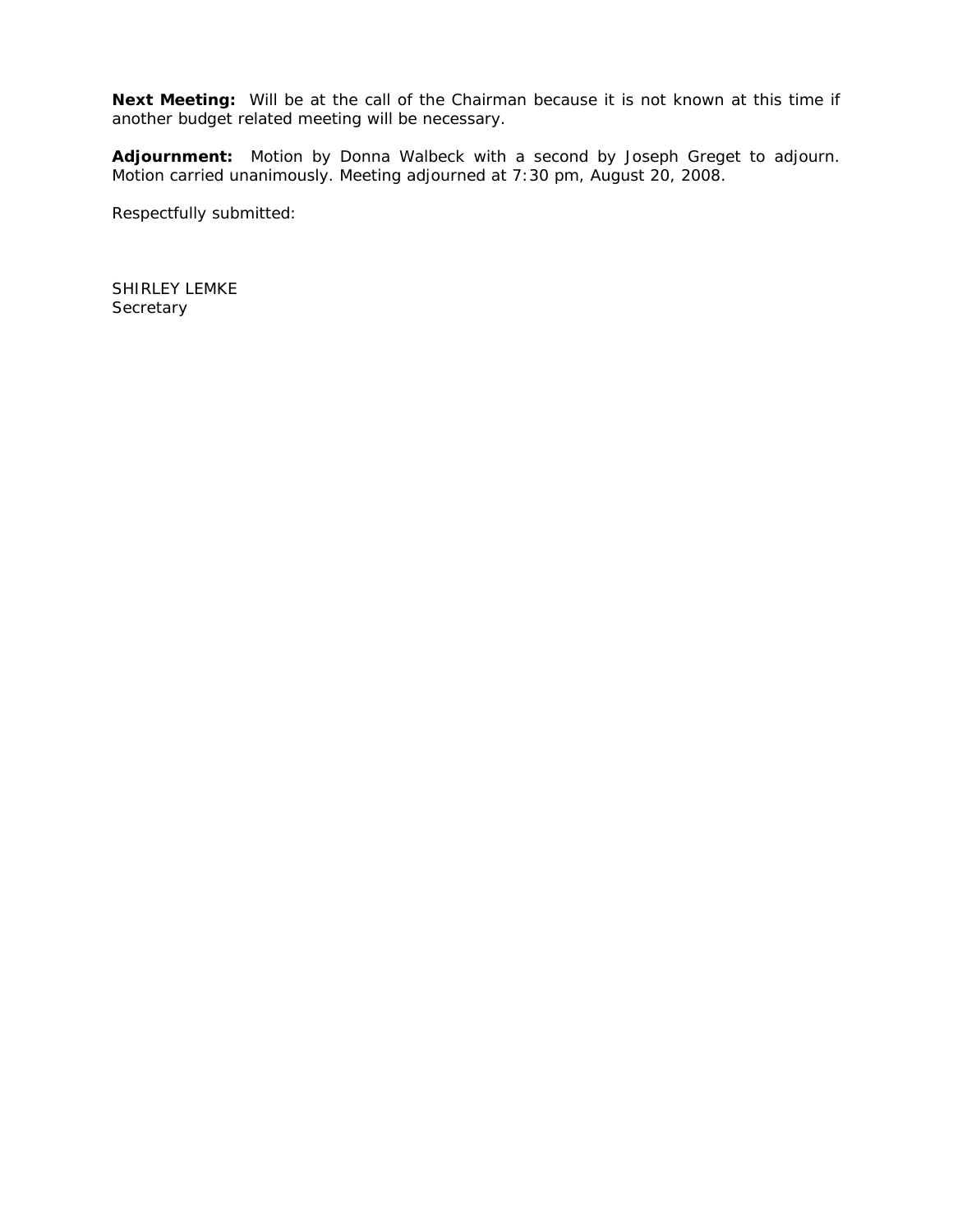**Next Meeting:** Will be at the call of the Chairman because it is not known at this time if another budget related meeting will be necessary.

**Adjournment:** Motion by Donna Walbeck with a second by Joseph Greget to adjourn. Motion carried unanimously. Meeting adjourned at 7:30 pm, August 20, 2008.

Respectfully submitted:

SHIRLEY LEMKE
Secretary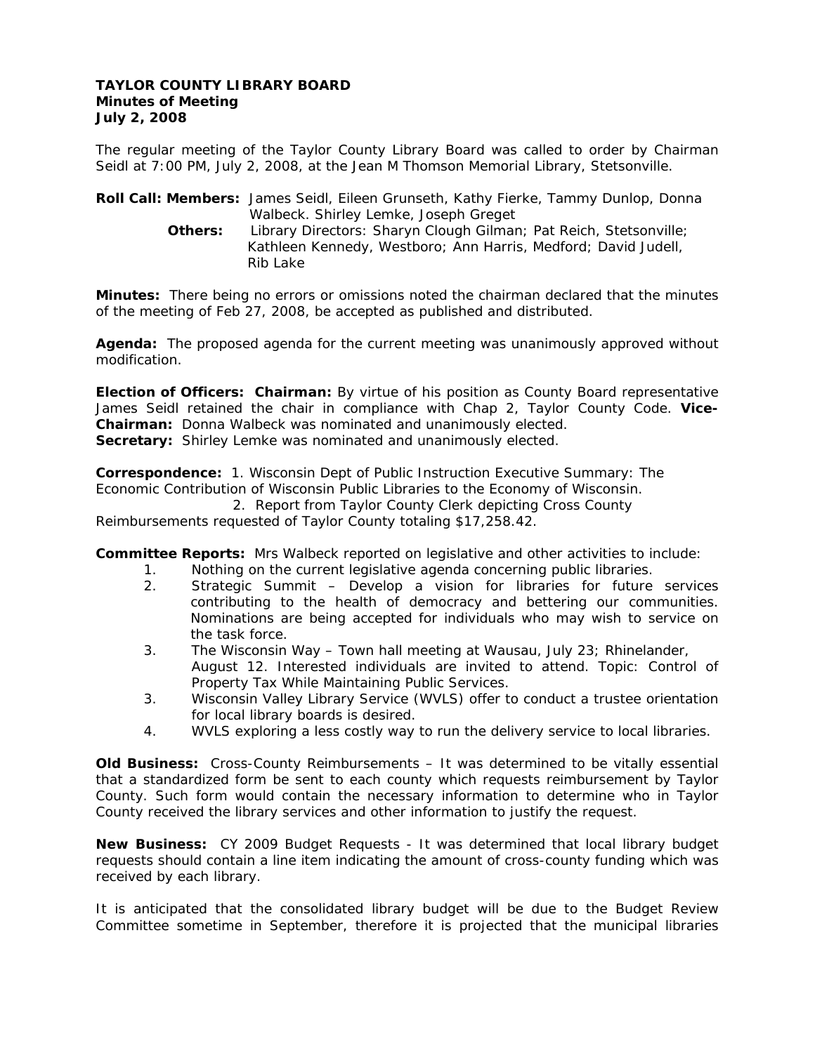**TAYLOR COUNTY LIBRARY BOARD**
**Minutes of Meeting**
**July 2, 2008**

The regular meeting of the Taylor County Library Board was called to order by Chairman Seidl at 7:00 PM, July 2, 2008, at the Jean M Thomson Memorial Library, Stetsonville.

**Roll Call: Members:** James Seidl, Eileen Grunseth, Kathy Fierke, Tammy Dunlop, Donna Walbeck. Shirley Lemke, Joseph Greget

**Others:** Library Directors: Sharyn Clough Gilman; Pat Reich, Stetsonville; Kathleen Kennedy, Westboro; Ann Harris, Medford; David Judell, Rib Lake

**Minutes:** There being no errors or omissions noted the chairman declared that the minutes of the meeting of Feb 27, 2008, be accepted as published and distributed.

**Agenda:** The proposed agenda for the current meeting was unanimously approved without modification.

**Election of Officers: Chairman:** By virtue of his position as County Board representative James Seidl retained the chair in compliance with Chap 2, Taylor County Code. **Vice-Chairman:** Donna Walbeck was nominated and unanimously elected.
**Secretary:** Shirley Lemke was nominated and unanimously elected.

**Correspondence:** 1. Wisconsin Dept of Public Instruction Executive Summary: The Economic Contribution of Wisconsin Public Libraries to the Economy of Wisconsin.
2. Report from Taylor County Clerk depicting Cross County Reimbursements requested of Taylor County totaling $17,258.42.

**Committee Reports:** Mrs Walbeck reported on legislative and other activities to include:

1. Nothing on the current legislative agenda concerning public libraries.
2. Strategic Summit – Develop a vision for libraries for future services contributing to the health of democracy and bettering our communities. Nominations are being accepted for individuals who may wish to service on the task force.
3. The Wisconsin Way – Town hall meeting at Wausau, July 23; Rhinelander, August 12. Interested individuals are invited to attend. Topic: Control of Property Tax While Maintaining Public Services.
3. Wisconsin Valley Library Service (WVLS) offer to conduct a trustee orientation for local library boards is desired.
4. WVLS exploring a less costly way to run the delivery service to local libraries.

**Old Business:** Cross-County Reimbursements – It was determined to be vitally essential that a standardized form be sent to each county which requests reimbursement by Taylor County. Such form would contain the necessary information to determine who in Taylor County received the library services and other information to justify the request.

**New Business:** CY 2009 Budget Requests - It was determined that local library budget requests should contain a line item indicating the amount of cross-county funding which was received by each library.

It is anticipated that the consolidated library budget will be due to the Budget Review Committee sometime in September, therefore it is projected that the municipal libraries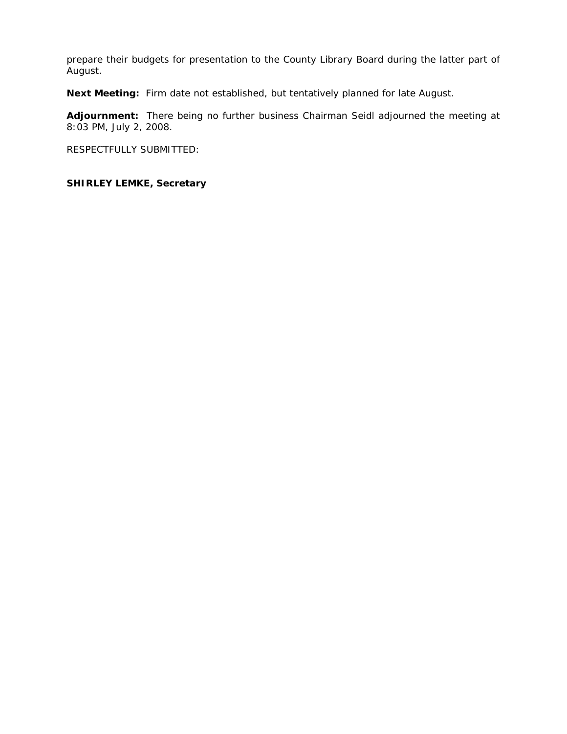prepare their budgets for presentation to the County Library Board during the latter part of August.

**Next Meeting:** Firm date not established, but tentatively planned for late August.

**Adjournment:** There being no further business Chairman Seidl adjourned the meeting at 8:03 PM, July 2, 2008.

RESPECTFULLY SUBMITTED:

**SHIRLEY LEMKE, Secretary**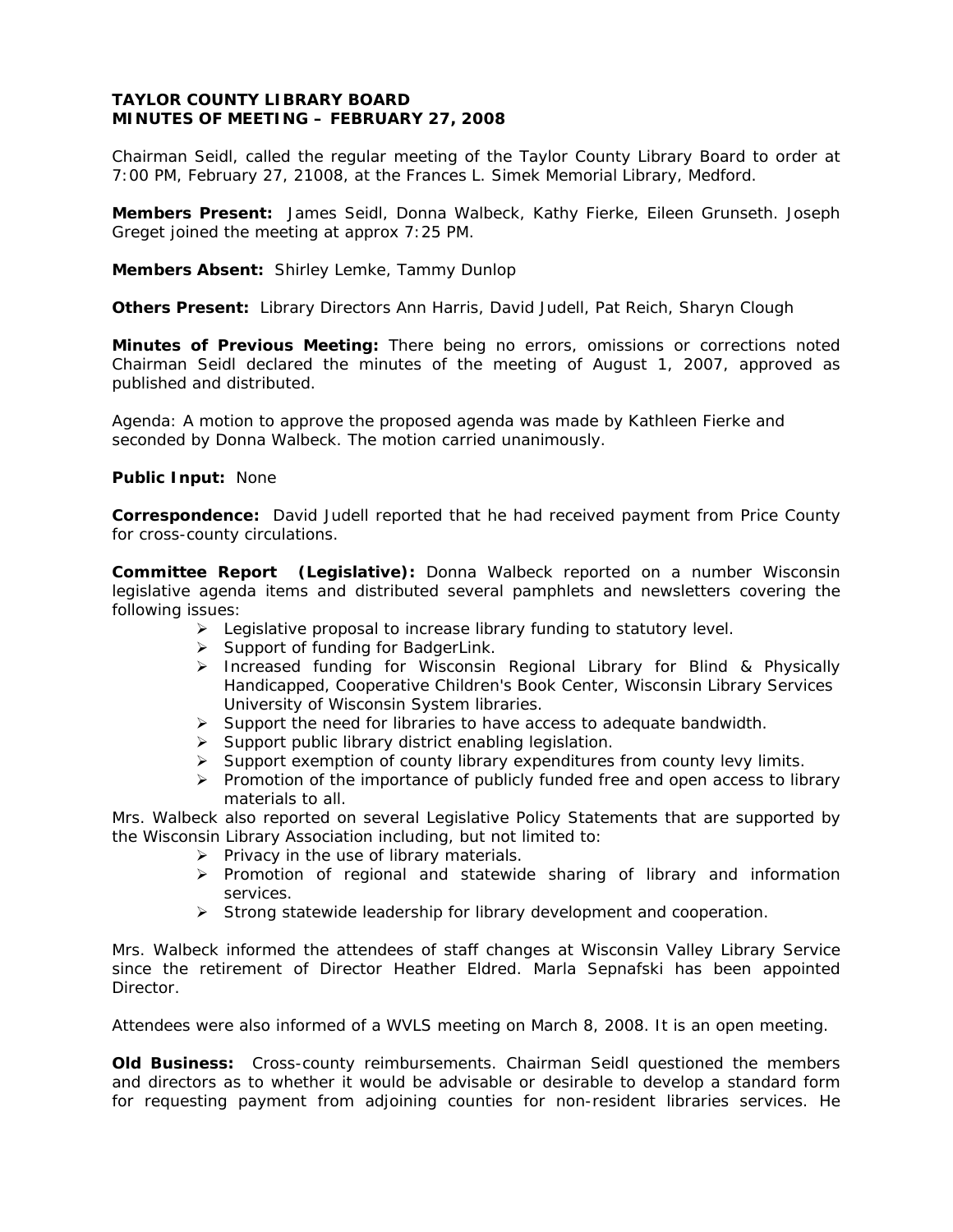**TAYLOR COUNTY LIBRARY BOARD**
**MINUTES OF MEETING – FEBRUARY 27, 2008**

Chairman Seidl, called the regular meeting of the Taylor County Library Board to order at 7:00 PM, February 27, 21008, at the Frances L. Simek Memorial Library, Medford.

**Members Present:** James Seidl, Donna Walbeck, Kathy Fierke, Eileen Grunseth. Joseph Greget joined the meeting at approx 7:25 PM.

**Members Absent:** Shirley Lemke, Tammy Dunlop

**Others Present:** Library Directors Ann Harris, David Judell, Pat Reich, Sharyn Clough

**Minutes of Previous Meeting:** There being no errors, omissions or corrections noted Chairman Seidl declared the minutes of the meeting of August 1, 2007, approved as published and distributed.

Agenda: A motion to approve the proposed agenda was made by Kathleen Fierke and seconded by Donna Walbeck. The motion carried unanimously.

**Public Input:** None

**Correspondence:** David Judell reported that he had received payment from Price County for cross-county circulations.

**Committee Report (Legislative):** Donna Walbeck reported on a number Wisconsin legislative agenda items and distributed several pamphlets and newsletters covering the following issues:

- Legislative proposal to increase library funding to statutory level.
- Support of funding for BadgerLink.
- Increased funding for Wisconsin Regional Library for Blind & Physically Handicapped, Cooperative Children's Book Center, Wisconsin Library Services University of Wisconsin System libraries.
- Support the need for libraries to have access to adequate bandwidth.
- Support public library district enabling legislation.
- Support exemption of county library expenditures from county levy limits.
- Promotion of the importance of publicly funded free and open access to library materials to all.

Mrs. Walbeck also reported on several Legislative Policy Statements that are supported by the Wisconsin Library Association including, but not limited to:

- Privacy in the use of library materials.
- Promotion of regional and statewide sharing of library and information services.
- Strong statewide leadership for library development and cooperation.

Mrs. Walbeck informed the attendees of staff changes at Wisconsin Valley Library Service since the retirement of Director Heather Eldred. Marla Sepnafski has been appointed Director.

Attendees were also informed of a WVLS meeting on March 8, 2008. It is an open meeting.

**Old Business:** Cross-county reimbursements. Chairman Seidl questioned the members and directors as to whether it would be advisable or desirable to develop a standard form for requesting payment from adjoining counties for non-resident libraries services. He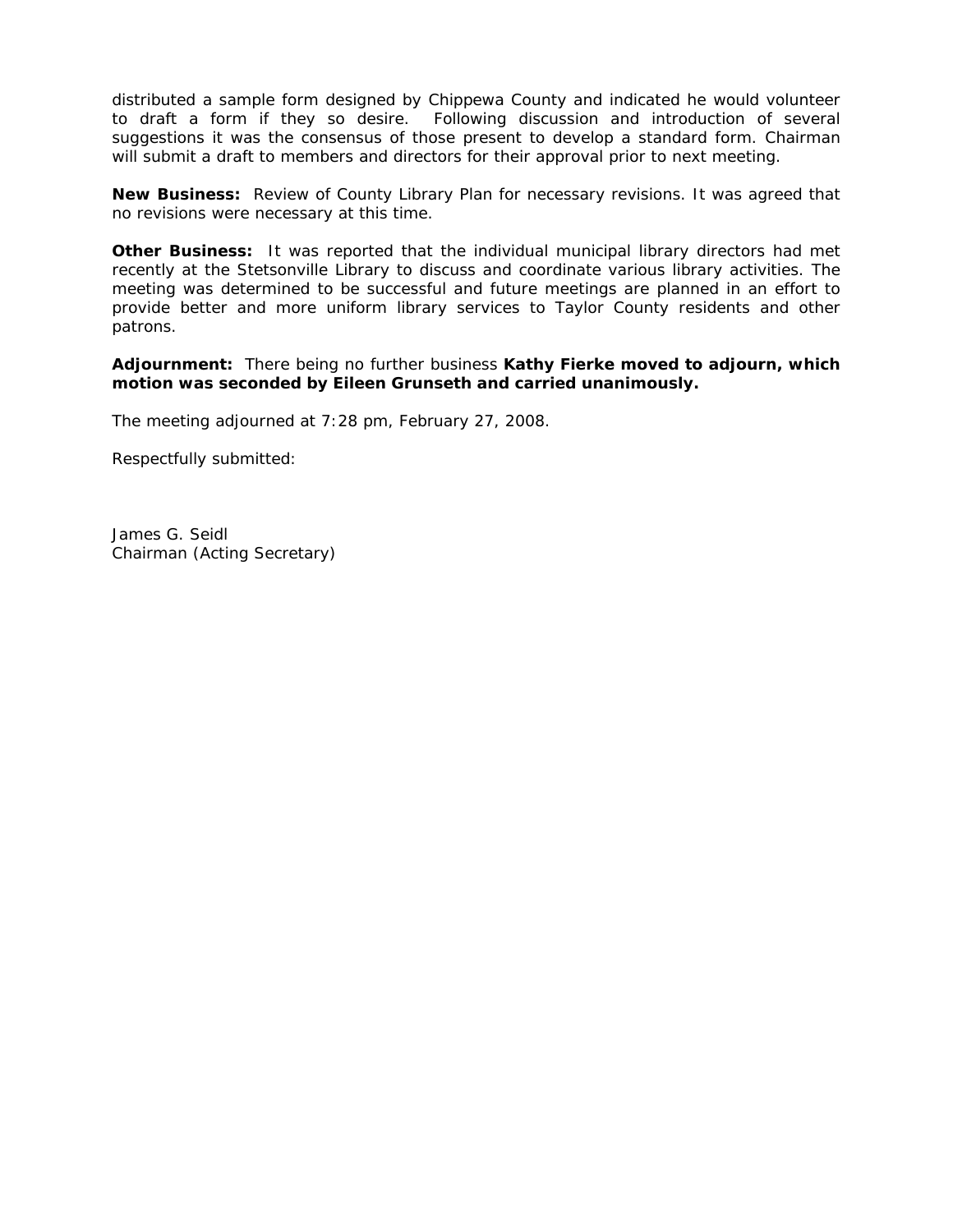distributed a sample form designed by Chippewa County and indicated he would volunteer to draft a form if they so desire. Following discussion and introduction of several suggestions it was the consensus of those present to develop a standard form. Chairman will submit a draft to members and directors for their approval prior to next meeting.

**New Business:** Review of County Library Plan for necessary revisions. It was agreed that no revisions were necessary at this time.

**Other Business:** It was reported that the individual municipal library directors had met recently at the Stetsonville Library to discuss and coordinate various library activities. The meeting was determined to be successful and future meetings are planned in an effort to provide better and more uniform library services to Taylor County residents and other patrons.

**Adjournment:** There being no further business **Kathy Fierke moved to adjourn, which motion was seconded by Eileen Grunseth and carried unanimously.**

The meeting adjourned at 7:28 pm, February 27, 2008.

Respectfully submitted:

James G. Seidl
Chairman (Acting Secretary)